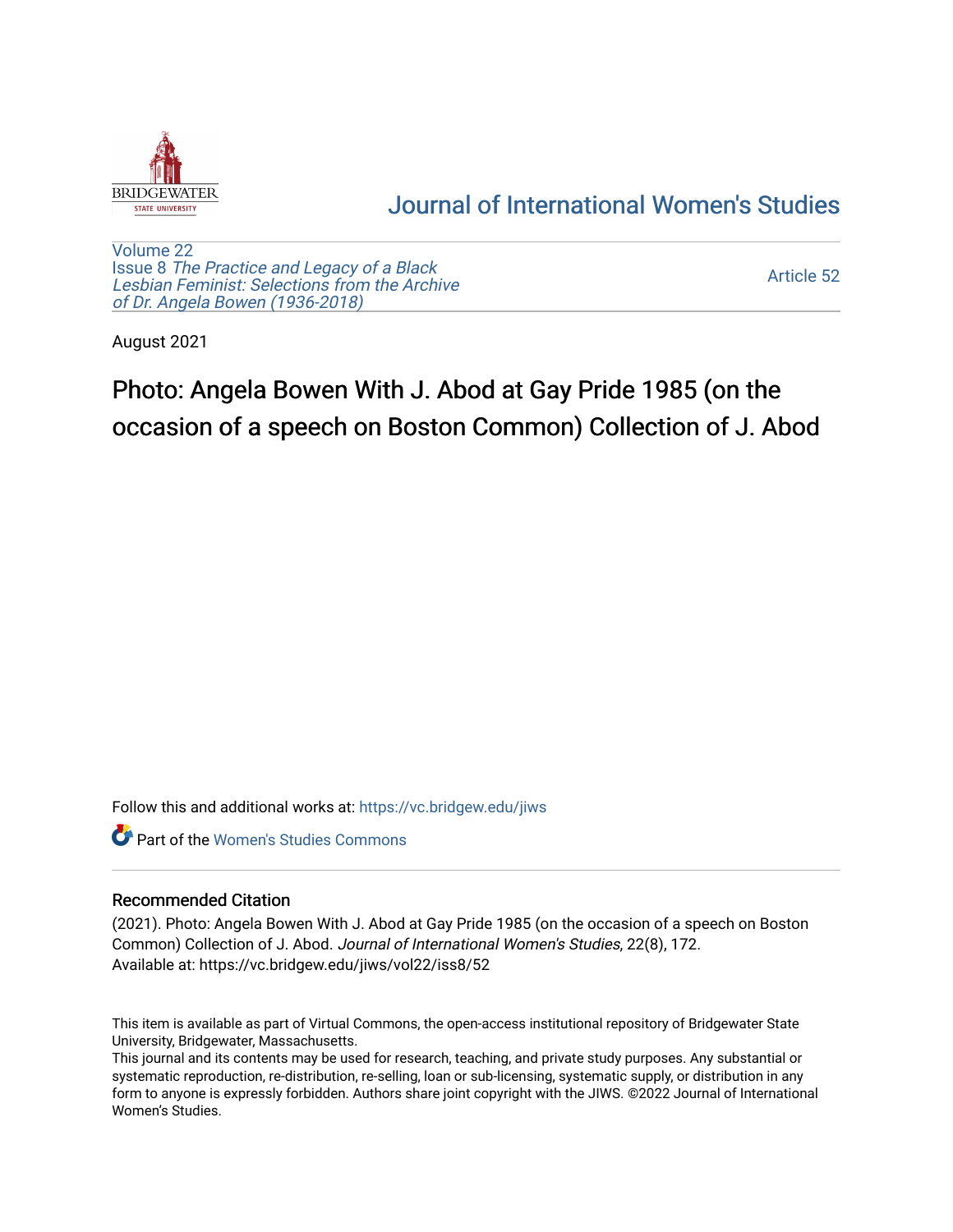Journal of International Women's Studies

Volume 22
Issue 8 *The Practice and Legacy of a Black Lesbian Feminist: Selections from the Archive of Dr. Angela Bowen (1936-2018)*

Article 52

August 2021

# Photo: Angela Bowen With J. Abod at Gay Pride 1985 (on the occasion of a speech on Boston Common) Collection of J. Abod

Follow this and additional works at: https://vc.bridgew.edu/jiws

Part of the Women's Studies Commons

## Recommended Citation

(2021). Photo: Angela Bowen With J. Abod at Gay Pride 1985 (on the occasion of a speech on Boston Common) Collection of J. Abod. *Journal of International Women's Studies*, 22(8), 172.
Available at: https://vc.bridgew.edu/jiws/vol22/iss8/52

This item is available as part of Virtual Commons, the open-access institutional repository of Bridgewater State University, Bridgewater, Massachusetts.
This journal and its contents may be used for research, teaching, and private study purposes. Any substantial or systematic reproduction, re-distribution, re-selling, loan or sub-licensing, systematic supply, or distribution in any form to anyone is expressly forbidden. Authors share joint copyright with the JIWS. ©2022 Journal of International Women's Studies.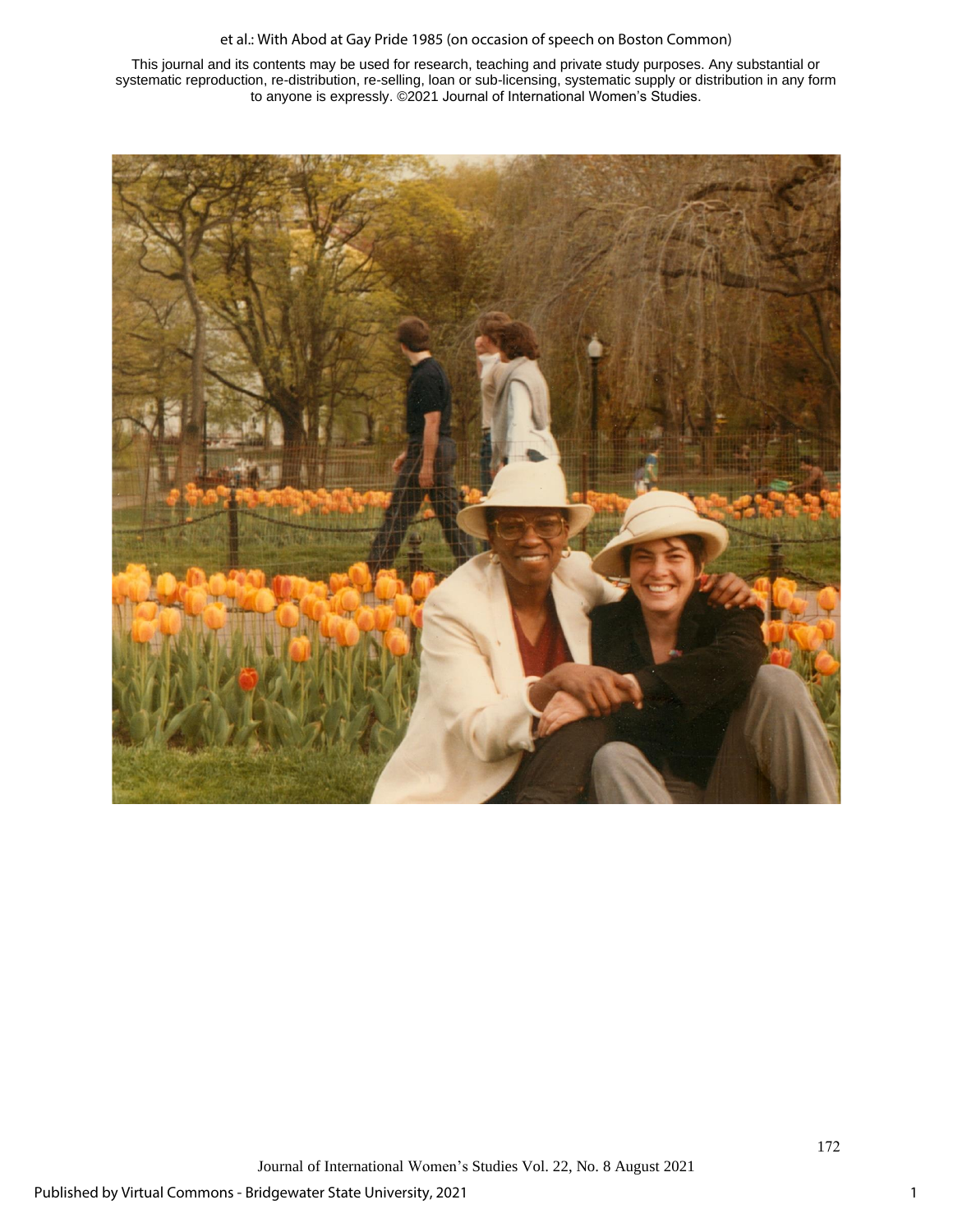et al.: With Abod at Gay Pride 1985 (on occasion of speech on Boston Common)

This journal and its contents may be used for research, teaching and private study purposes. Any substantial or systematic reproduction, re-distribution, re-selling, loan or sub-licensing, systematic supply or distribution in any form to anyone is expressly. ©2021 Journal of International Women's Studies.